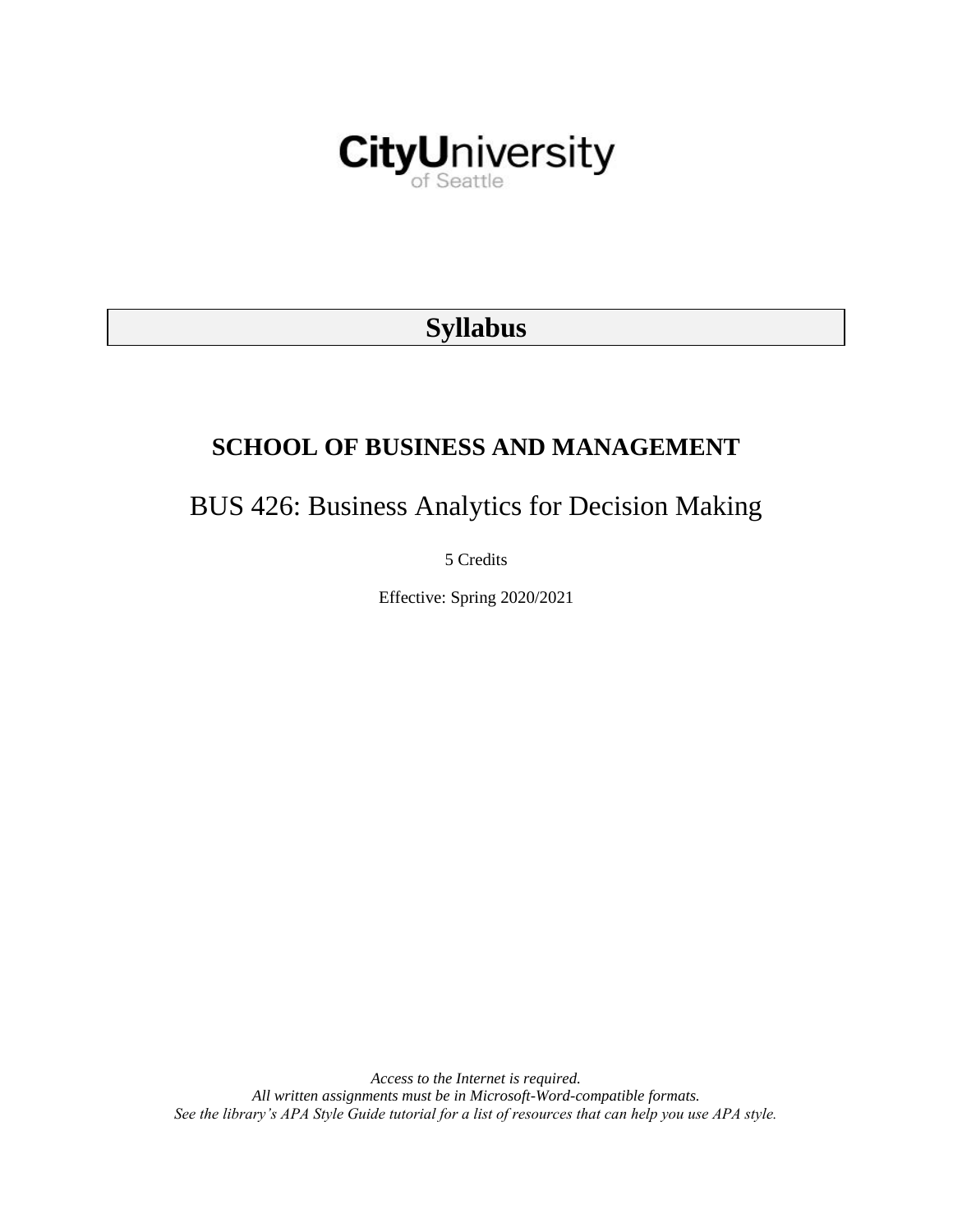CityUniversity of Seattle

# Syllabus

## SCHOOL OF BUSINESS AND MANAGEMENT

## BUS 426: Business Analytics for Decision Making

5 Credits

Effective: Spring 2020/2021

*Access to the Internet is required.*
*All written assignments must be in Microsoft-Word-compatible formats.*
*See the library's APA Style Guide tutorial for a list of resources that can help you use APA style.*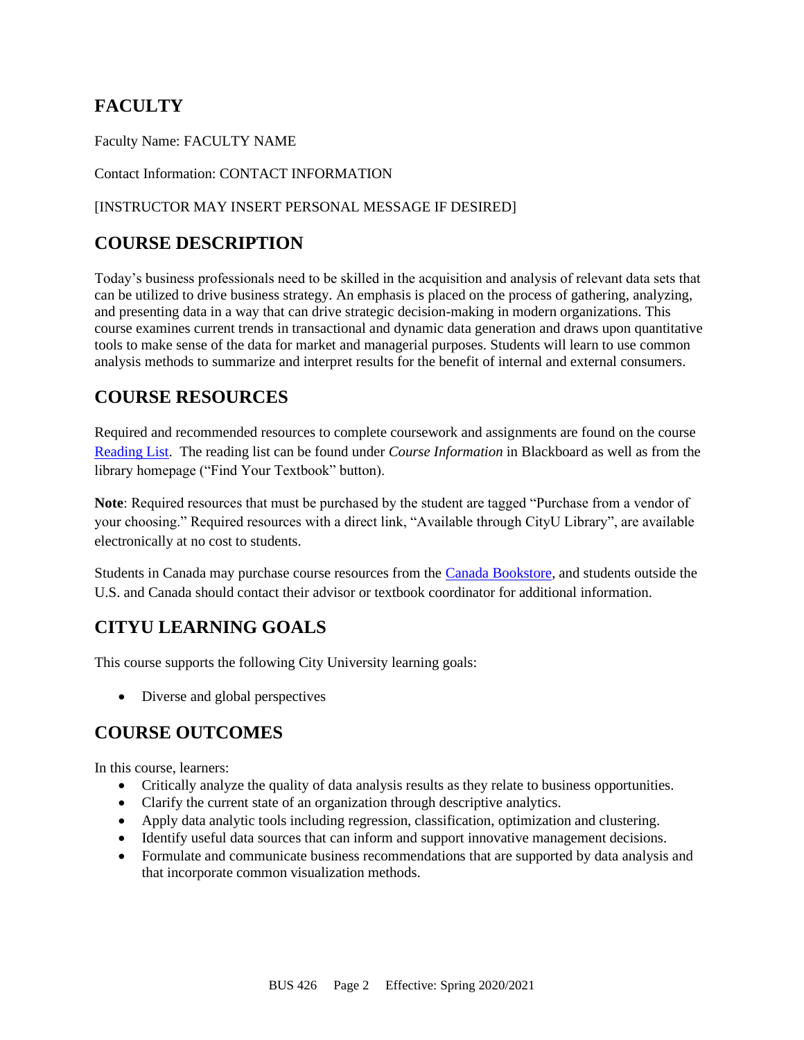## FACULTY

Faculty Name: FACULTY NAME

Contact Information: CONTACT INFORMATION

[INSTRUCTOR MAY INSERT PERSONAL MESSAGE IF DESIRED]

## COURSE DESCRIPTION

Today's business professionals need to be skilled in the acquisition and analysis of relevant data sets that can be utilized to drive business strategy. An emphasis is placed on the process of gathering, analyzing, and presenting data in a way that can drive strategic decision-making in modern organizations. This course examines current trends in transactional and dynamic data generation and draws upon quantitative tools to make sense of the data for market and managerial purposes. Students will learn to use common analysis methods to summarize and interpret results for the benefit of internal and external consumers.

## COURSE RESOURCES

Required and recommended resources to complete coursework and assignments are found on the course Reading List. The reading list can be found under *Course Information* in Blackboard as well as from the library homepage ("Find Your Textbook" button).

**Note**: Required resources that must be purchased by the student are tagged "Purchase from a vendor of your choosing." Required resources with a direct link, "Available through CityU Library", are available electronically at no cost to students.

Students in Canada may purchase course resources from the Canada Bookstore, and students outside the U.S. and Canada should contact their advisor or textbook coordinator for additional information.

## CITYU LEARNING GOALS

This course supports the following City University learning goals:

- Diverse and global perspectives

## COURSE OUTCOMES

In this course, learners:

- Critically analyze the quality of data analysis results as they relate to business opportunities.
- Clarify the current state of an organization through descriptive analytics.
- Apply data analytic tools including regression, classification, optimization and clustering.
- Identify useful data sources that can inform and support innovative management decisions.
- Formulate and communicate business recommendations that are supported by data analysis and that incorporate common visualization methods.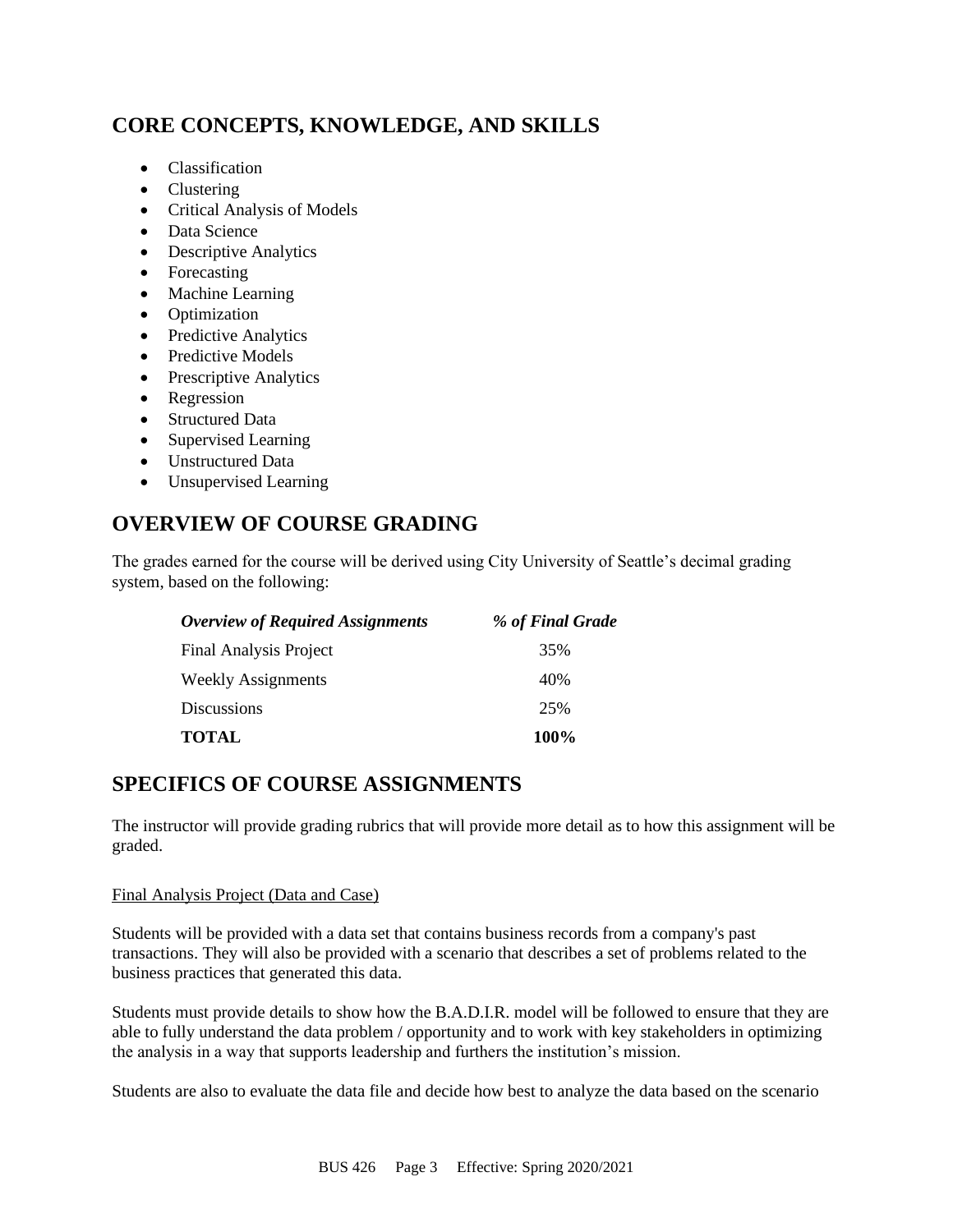## CORE CONCEPTS, KNOWLEDGE, AND SKILLS

- Classification
- Clustering
- Critical Analysis of Models
- Data Science
- Descriptive Analytics
- Forecasting
- Machine Learning
- Optimization
- Predictive Analytics
- Predictive Models
- Prescriptive Analytics
- Regression
- Structured Data
- Supervised Learning
- Unstructured Data
- Unsupervised Learning

## OVERVIEW OF COURSE GRADING

The grades earned for the course will be derived using City University of Seattle's decimal grading system, based on the following:

| *Overview of Required Assignments* | *% of Final Grade* |
| --- | --- |
| Final Analysis Project | 35% |
| Weekly Assignments | 40% |
| Discussions | 25% |
| **TOTAL** | **100%** |

## SPECIFICS OF COURSE ASSIGNMENTS

The instructor will provide grading rubrics that will provide more detail as to how this assignment will be graded.

<u>Final Analysis Project (Data and Case)</u>

Students will be provided with a data set that contains business records from a company's past transactions. They will also be provided with a scenario that describes a set of problems related to the business practices that generated this data.

Students must provide details to show how the B.A.D.I.R. model will be followed to ensure that they are able to fully understand the data problem / opportunity and to work with key stakeholders in optimizing the analysis in a way that supports leadership and furthers the institution's mission.

Students are also to evaluate the data file and decide how best to analyze the data based on the scenario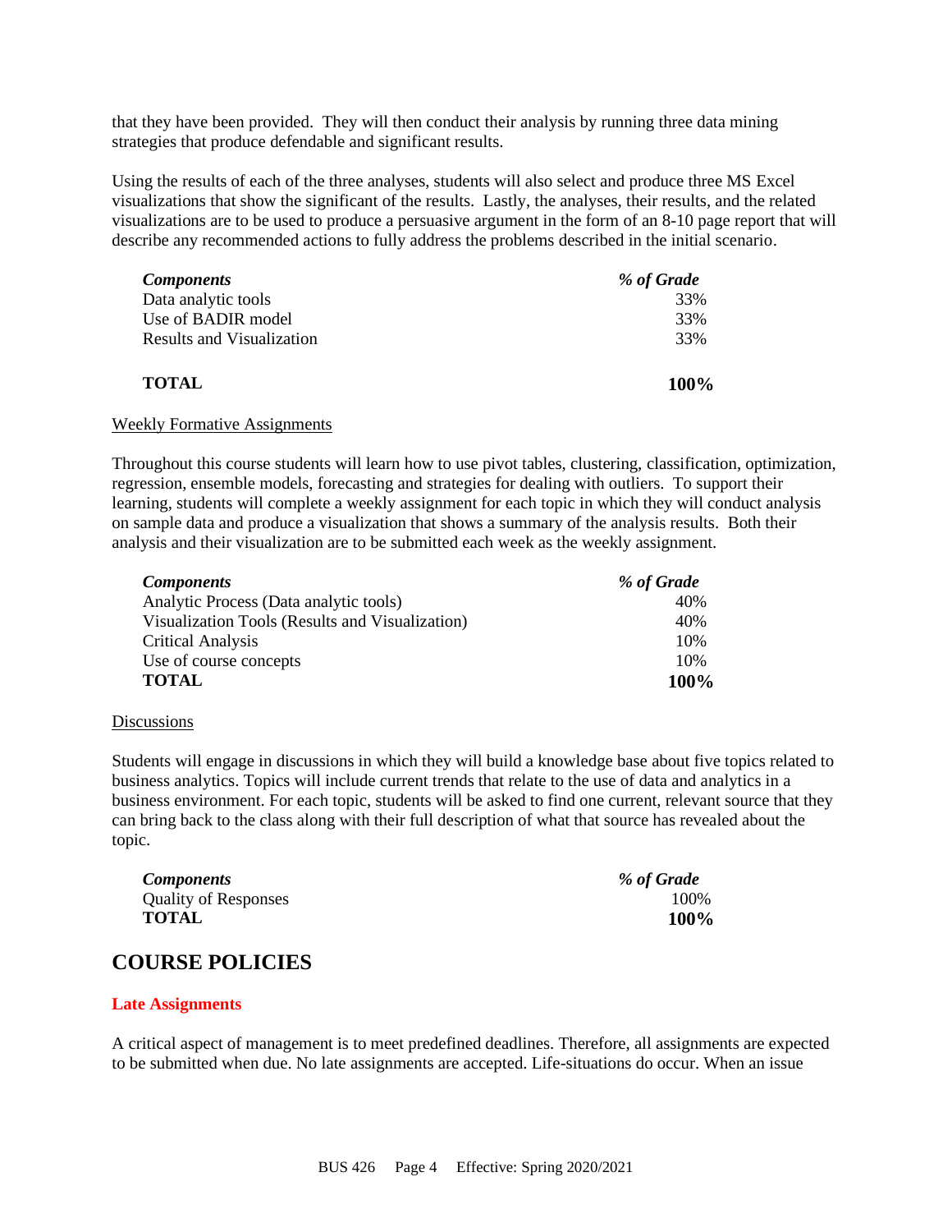that they have been provided. They will then conduct their analysis by running three data mining strategies that produce defendable and significant results.

Using the results of each of the three analyses, students will also select and produce three MS Excel visualizations that show the significant of the results. Lastly, the analyses, their results, and the related visualizations are to be used to produce a persuasive argument in the form of an 8-10 page report that will describe any recommended actions to fully address the problems described in the initial scenario.

| *Components* | *% of Grade* |
|---|---|
| Data analytic tools | 33% |
| Use of BADIR model | 33% |
| Results and Visualization | 33% |
| **TOTAL** | **100%** |

Weekly Formative Assignments

Throughout this course students will learn how to use pivot tables, clustering, classification, optimization, regression, ensemble models, forecasting and strategies for dealing with outliers. To support their learning, students will complete a weekly assignment for each topic in which they will conduct analysis on sample data and produce a visualization that shows a summary of the analysis results. Both their analysis and their visualization are to be submitted each week as the weekly assignment.

| *Components* | *% of Grade* |
|---|---|
| Analytic Process (Data analytic tools) | 40% |
| Visualization Tools (Results and Visualization) | 40% |
| Critical Analysis | 10% |
| Use of course concepts | 10% |
| **TOTAL** | **100%** |

Discussions

Students will engage in discussions in which they will build a knowledge base about five topics related to business analytics. Topics will include current trends that relate to the use of data and analytics in a business environment. For each topic, students will be asked to find one current, relevant source that they can bring back to the class along with their full description of what that source has revealed about the topic.

| *Components* | *% of Grade* |
|---|---|
| Quality of Responses | 100% |
| **TOTAL** | **100%** |

## COURSE POLICIES

**Late Assignments**

A critical aspect of management is to meet predefined deadlines. Therefore, all assignments are expected to be submitted when due. No late assignments are accepted. Life-situations do occur. When an issue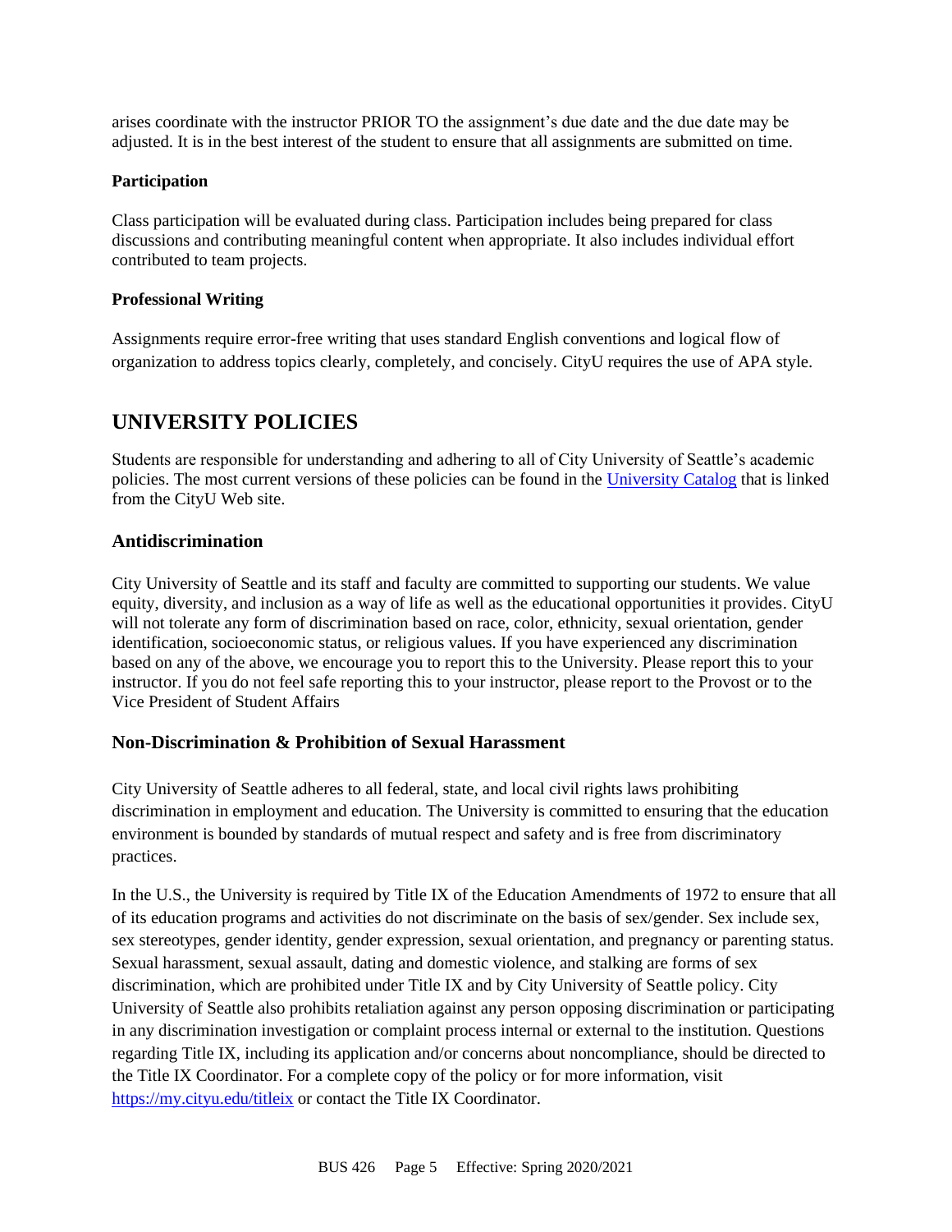arises coordinate with the instructor PRIOR TO the assignment's due date and the due date may be adjusted. It is in the best interest of the student to ensure that all assignments are submitted on time.

**Participation**

Class participation will be evaluated during class. Participation includes being prepared for class discussions and contributing meaningful content when appropriate. It also includes individual effort contributed to team projects.

**Professional Writing**

Assignments require error-free writing that uses standard English conventions and logical flow of organization to address topics clearly, completely, and concisely. CityU requires the use of APA style.

# UNIVERSITY POLICIES

Students are responsible for understanding and adhering to all of City University of Seattle's academic policies. The most current versions of these policies can be found in the [University Catalog](University Catalog) that is linked from the CityU Web site.

## Antidiscrimination

City University of Seattle and its staff and faculty are committed to supporting our students. We value equity, diversity, and inclusion as a way of life as well as the educational opportunities it provides. CityU will not tolerate any form of discrimination based on race, color, ethnicity, sexual orientation, gender identification, socioeconomic status, or religious values. If you have experienced any discrimination based on any of the above, we encourage you to report this to the University. Please report this to your instructor. If you do not feel safe reporting this to your instructor, please report to the Provost or to the Vice President of Student Affairs

## Non-Discrimination & Prohibition of Sexual Harassment

City University of Seattle adheres to all federal, state, and local civil rights laws prohibiting discrimination in employment and education. The University is committed to ensuring that the education environment is bounded by standards of mutual respect and safety and is free from discriminatory practices.

In the U.S., the University is required by Title IX of the Education Amendments of 1972 to ensure that all of its education programs and activities do not discriminate on the basis of sex/gender. Sex include sex, sex stereotypes, gender identity, gender expression, sexual orientation, and pregnancy or parenting status. Sexual harassment, sexual assault, dating and domestic violence, and stalking are forms of sex discrimination, which are prohibited under Title IX and by City University of Seattle policy. City University of Seattle also prohibits retaliation against any person opposing discrimination or participating in any discrimination investigation or complaint process internal or external to the institution. Questions regarding Title IX, including its application and/or concerns about noncompliance, should be directed to the Title IX Coordinator. For a complete copy of the policy or for more information, visit [https://my.cityu.edu/titleix](https://my.cityu.edu/titleix) or contact the Title IX Coordinator.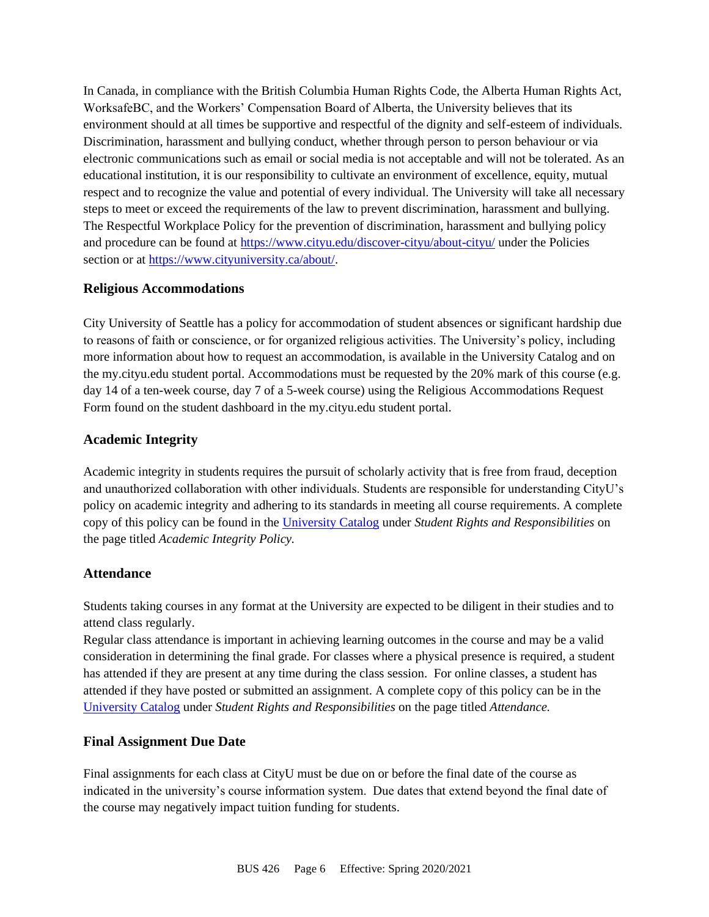In Canada, in compliance with the British Columbia Human Rights Code, the Alberta Human Rights Act, WorksafeBC, and the Workers' Compensation Board of Alberta, the University believes that its environment should at all times be supportive and respectful of the dignity and self-esteem of individuals. Discrimination, harassment and bullying conduct, whether through person to person behaviour or via electronic communications such as email or social media is not acceptable and will not be tolerated. As an educational institution, it is our responsibility to cultivate an environment of excellence, equity, mutual respect and to recognize the value and potential of every individual. The University will take all necessary steps to meet or exceed the requirements of the law to prevent discrimination, harassment and bullying. The Respectful Workplace Policy for the prevention of discrimination, harassment and bullying policy and procedure can be found at [https://www.cityu.edu/discover-cityu/about-cityu/](https://www.cityu.edu/discover-cityu/about-cityu/) under the Policies section or at [https://www.cityuniversity.ca/about/](https://www.cityuniversity.ca/about/).

### Religious Accommodations

City University of Seattle has a policy for accommodation of student absences or significant hardship due to reasons of faith or conscience, or for organized religious activities. The University's policy, including more information about how to request an accommodation, is available in the University Catalog and on the my.cityu.edu student portal. Accommodations must be requested by the 20% mark of this course (e.g. day 14 of a ten-week course, day 7 of a 5-week course) using the Religious Accommodations Request Form found on the student dashboard in the my.cityu.edu student portal.

### Academic Integrity

Academic integrity in students requires the pursuit of scholarly activity that is free from fraud, deception and unauthorized collaboration with other individuals. Students are responsible for understanding CityU's policy on academic integrity and adhering to its standards in meeting all course requirements. A complete copy of this policy can be found in the University Catalog under *Student Rights and Responsibilities* on the page titled *Academic Integrity Policy.*

### Attendance

Students taking courses in any format at the University are expected to be diligent in their studies and to attend class regularly.
Regular class attendance is important in achieving learning outcomes in the course and may be a valid consideration in determining the final grade. For classes where a physical presence is required, a student has attended if they are present at any time during the class session. For online classes, a student has attended if they have posted or submitted an assignment. A complete copy of this policy can be in the University Catalog under *Student Rights and Responsibilities* on the page titled *Attendance.*

### Final Assignment Due Date

Final assignments for each class at CityU must be due on or before the final date of the course as indicated in the university's course information system. Due dates that extend beyond the final date of the course may negatively impact tuition funding for students.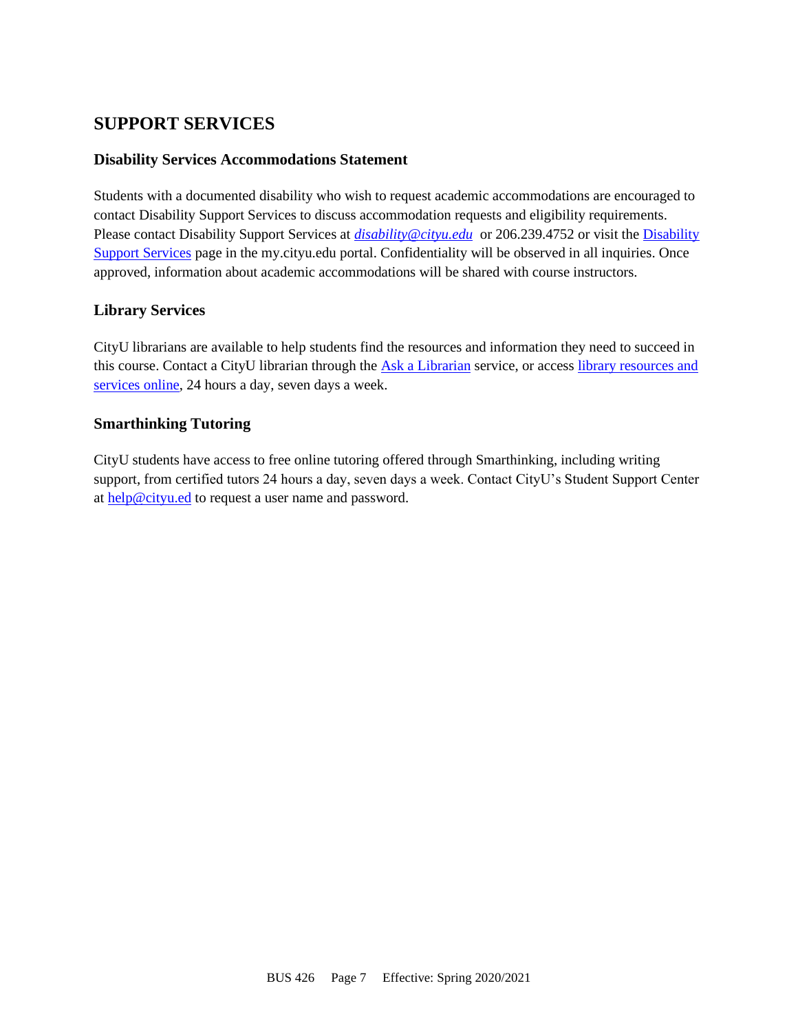## SUPPORT SERVICES

### Disability Services Accommodations Statement

Students with a documented disability who wish to request academic accommodations are encouraged to contact Disability Support Services to discuss accommodation requests and eligibility requirements. Please contact Disability Support Services at *disability@cityu.edu* or 206.239.4752 or visit the Disability Support Services page in the my.cityu.edu portal. Confidentiality will be observed in all inquiries. Once approved, information about academic accommodations will be shared with course instructors.

### Library Services

CityU librarians are available to help students find the resources and information they need to succeed in this course. Contact a CityU librarian through the Ask a Librarian service, or access library resources and services online, 24 hours a day, seven days a week.

### Smarthinking Tutoring

CityU students have access to free online tutoring offered through Smarthinking, including writing support, from certified tutors 24 hours a day, seven days a week. Contact CityU's Student Support Center at help@cityu.ed to request a user name and password.